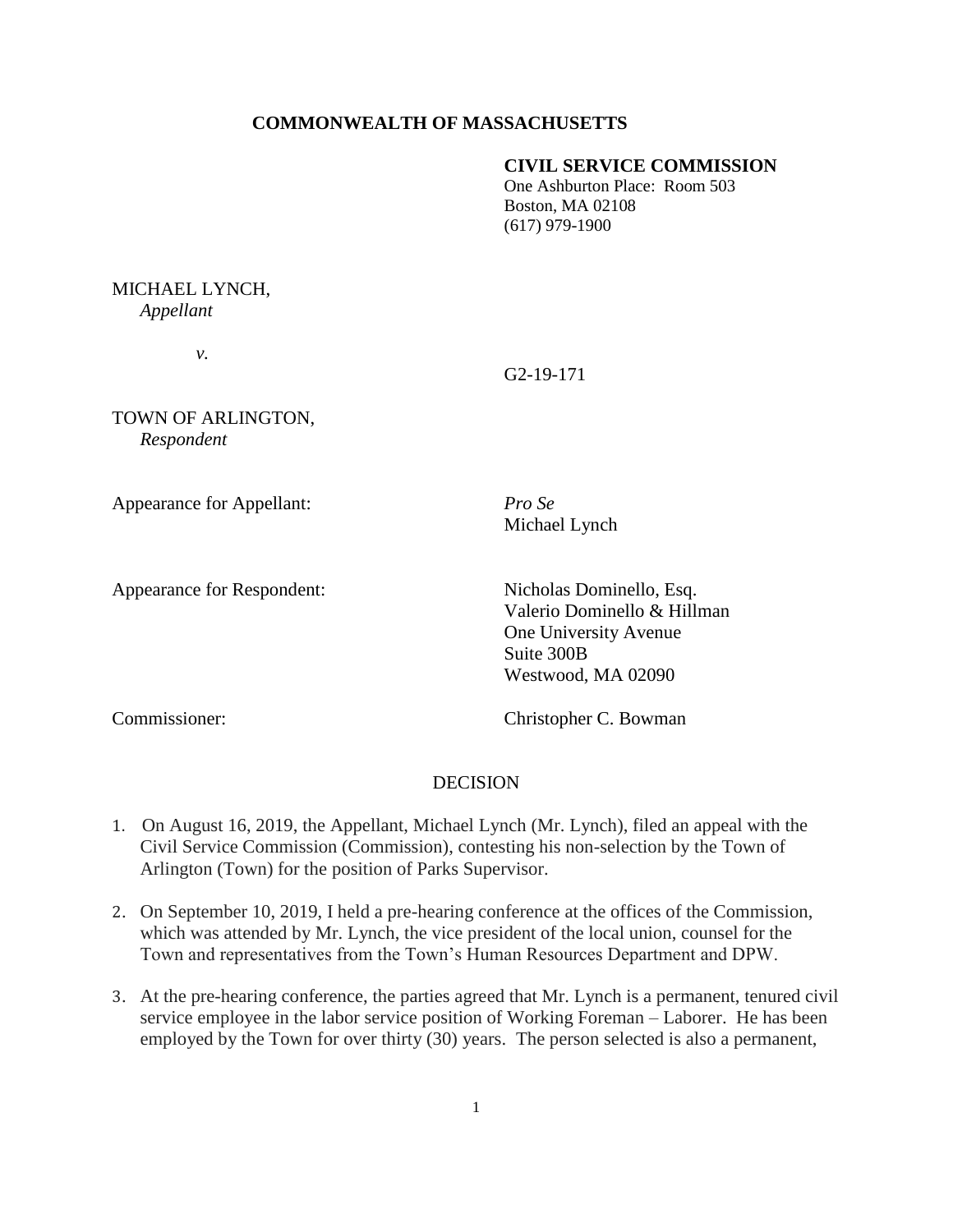**COMMONWEALTH OF MASSACHUSETTS**

**CIVIL SERVICE COMMISSION**
One Ashburton Place: Room 503
Boston, MA 02108
(617) 979-1900

MICHAEL LYNCH,
*Appellant*

*v.*

G2-19-171

TOWN OF ARLINGTON,
*Respondent*

Appearance for Appellant: *Pro Se*
Michael Lynch

Appearance for Respondent: Nicholas Dominello, Esq.
Valerio Dominello & Hillman
One University Avenue
Suite 300B
Westwood, MA 02090

Commissioner: Christopher C. Bowman

DECISION

1. On August 16, 2019, the Appellant, Michael Lynch (Mr. Lynch), filed an appeal with the Civil Service Commission (Commission), contesting his non-selection by the Town of Arlington (Town) for the position of Parks Supervisor.

2. On September 10, 2019, I held a pre-hearing conference at the offices of the Commission, which was attended by Mr. Lynch, the vice president of the local union, counsel for the Town and representatives from the Town's Human Resources Department and DPW.

3. At the pre-hearing conference, the parties agreed that Mr. Lynch is a permanent, tenured civil service employee in the labor service position of Working Foreman – Laborer. He has been employed by the Town for over thirty (30) years. The person selected is also a permanent,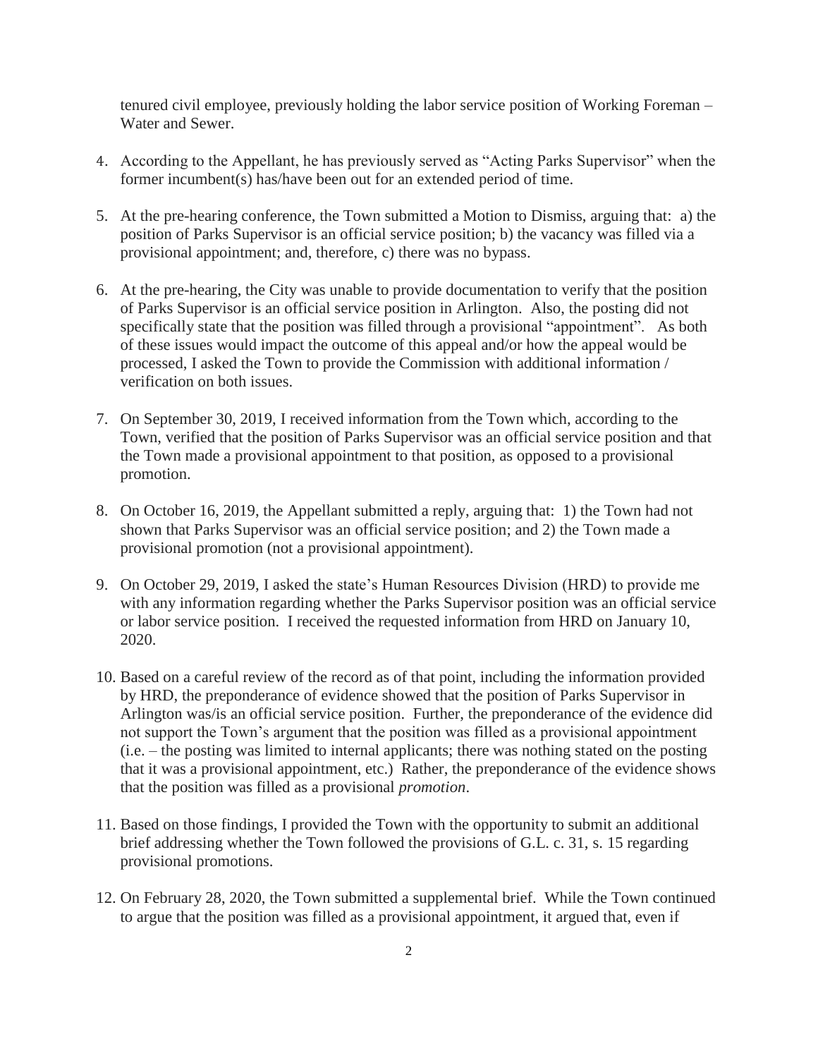tenured civil employee, previously holding the labor service position of Working Foreman – Water and Sewer.

4. According to the Appellant, he has previously served as "Acting Parks Supervisor" when the former incumbent(s) has/have been out for an extended period of time.

5. At the pre-hearing conference, the Town submitted a Motion to Dismiss, arguing that: a) the position of Parks Supervisor is an official service position; b) the vacancy was filled via a provisional appointment; and, therefore, c) there was no bypass.

6. At the pre-hearing, the City was unable to provide documentation to verify that the position of Parks Supervisor is an official service position in Arlington. Also, the posting did not specifically state that the position was filled through a provisional "appointment". As both of these issues would impact the outcome of this appeal and/or how the appeal would be processed, I asked the Town to provide the Commission with additional information / verification on both issues.

7. On September 30, 2019, I received information from the Town which, according to the Town, verified that the position of Parks Supervisor was an official service position and that the Town made a provisional appointment to that position, as opposed to a provisional promotion.

8. On October 16, 2019, the Appellant submitted a reply, arguing that: 1) the Town had not shown that Parks Supervisor was an official service position; and 2) the Town made a provisional promotion (not a provisional appointment).

9. On October 29, 2019, I asked the state's Human Resources Division (HRD) to provide me with any information regarding whether the Parks Supervisor position was an official service or labor service position. I received the requested information from HRD on January 10, 2020.

10. Based on a careful review of the record as of that point, including the information provided by HRD, the preponderance of evidence showed that the position of Parks Supervisor in Arlington was/is an official service position. Further, the preponderance of the evidence did not support the Town's argument that the position was filled as a provisional appointment (i.e. – the posting was limited to internal applicants; there was nothing stated on the posting that it was a provisional appointment, etc.) Rather, the preponderance of the evidence shows that the position was filled as a provisional *promotion*.

11. Based on those findings, I provided the Town with the opportunity to submit an additional brief addressing whether the Town followed the provisions of G.L. c. 31, s. 15 regarding provisional promotions.

12. On February 28, 2020, the Town submitted a supplemental brief. While the Town continued to argue that the position was filled as a provisional appointment, it argued that, even if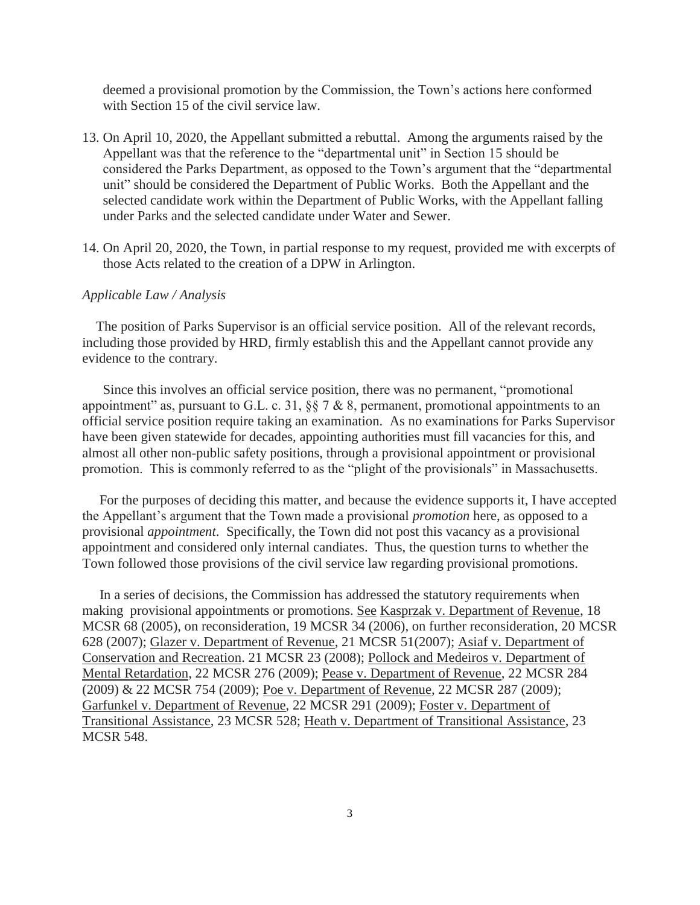deemed a provisional promotion by the Commission, the Town's actions here conformed with Section 15 of the civil service law.

13. On April 10, 2020, the Appellant submitted a rebuttal. Among the arguments raised by the Appellant was that the reference to the "departmental unit" in Section 15 should be considered the Parks Department, as opposed to the Town's argument that the "departmental unit" should be considered the Department of Public Works. Both the Appellant and the selected candidate work within the Department of Public Works, with the Appellant falling under Parks and the selected candidate under Water and Sewer.

14. On April 20, 2020, the Town, in partial response to my request, provided me with excerpts of those Acts related to the creation of a DPW in Arlington.

*Applicable Law / Analysis*

The position of Parks Supervisor is an official service position. All of the relevant records, including those provided by HRD, firmly establish this and the Appellant cannot provide any evidence to the contrary.

Since this involves an official service position, there was no permanent, "promotional appointment" as, pursuant to G.L. c. 31, §§ 7 & 8, permanent, promotional appointments to an official service position require taking an examination. As no examinations for Parks Supervisor have been given statewide for decades, appointing authorities must fill vacancies for this, and almost all other non-public safety positions, through a provisional appointment or provisional promotion. This is commonly referred to as the "plight of the provisionals" in Massachusetts.

For the purposes of deciding this matter, and because the evidence supports it, I have accepted the Appellant's argument that the Town made a provisional *promotion* here, as opposed to a provisional *appointment*. Specifically, the Town did not post this vacancy as a provisional appointment and considered only internal candiates. Thus, the question turns to whether the Town followed those provisions of the civil service law regarding provisional promotions.

In a series of decisions, the Commission has addressed the statutory requirements when making provisional appointments or promotions. See Kasprzak v. Department of Revenue, 18 MCSR 68 (2005), on reconsideration, 19 MCSR 34 (2006), on further reconsideration, 20 MCSR 628 (2007); Glazer v. Department of Revenue, 21 MCSR 51(2007); Asiaf v. Department of Conservation and Recreation. 21 MCSR 23 (2008); Pollock and Medeiros v. Department of Mental Retardation, 22 MCSR 276 (2009); Pease v. Department of Revenue, 22 MCSR 284 (2009) & 22 MCSR 754 (2009); Poe v. Department of Revenue, 22 MCSR 287 (2009); Garfunkel v. Department of Revenue, 22 MCSR 291 (2009); Foster v. Department of Transitional Assistance, 23 MCSR 528; Heath v. Department of Transitional Assistance, 23 MCSR 548.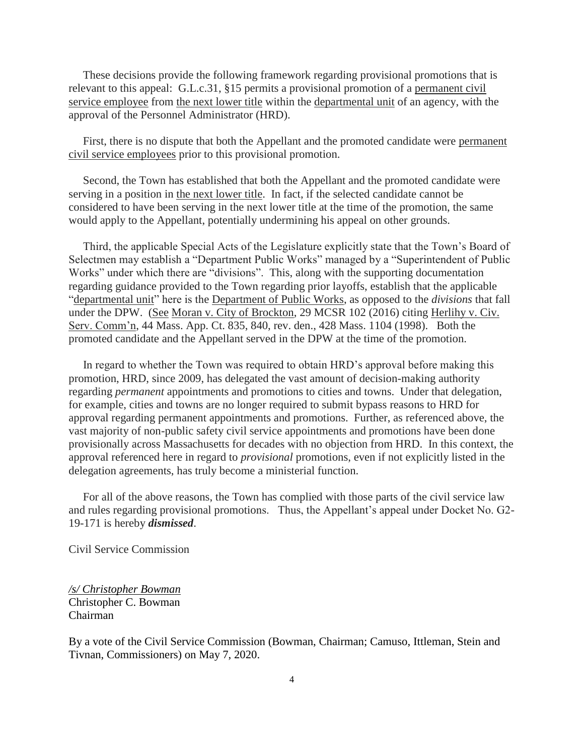These decisions provide the following framework regarding provisional promotions that is relevant to this appeal: G.L.c.31, §15 permits a provisional promotion of a permanent civil service employee from the next lower title within the departmental unit of an agency, with the approval of the Personnel Administrator (HRD).

First, there is no dispute that both the Appellant and the promoted candidate were permanent civil service employees prior to this provisional promotion.

Second, the Town has established that both the Appellant and the promoted candidate were serving in a position in the next lower title. In fact, if the selected candidate cannot be considered to have been serving in the next lower title at the time of the promotion, the same would apply to the Appellant, potentially undermining his appeal on other grounds.

Third, the applicable Special Acts of the Legislature explicitly state that the Town's Board of Selectmen may establish a "Department Public Works" managed by a "Superintendent of Public Works" under which there are "divisions". This, along with the supporting documentation regarding guidance provided to the Town regarding prior layoffs, establish that the applicable "departmental unit" here is the Department of Public Works, as opposed to the *divisions* that fall under the DPW. (See Moran v. City of Brockton, 29 MCSR 102 (2016) citing Herlihy v. Civ. Serv. Comm'n, 44 Mass. App. Ct. 835, 840, rev. den., 428 Mass. 1104 (1998). Both the promoted candidate and the Appellant served in the DPW at the time of the promotion.

In regard to whether the Town was required to obtain HRD's approval before making this promotion, HRD, since 2009, has delegated the vast amount of decision-making authority regarding *permanent* appointments and promotions to cities and towns. Under that delegation, for example, cities and towns are no longer required to submit bypass reasons to HRD for approval regarding permanent appointments and promotions. Further, as referenced above, the vast majority of non-public safety civil service appointments and promotions have been done provisionally across Massachusetts for decades with no objection from HRD. In this context, the approval referenced here in regard to *provisional* promotions, even if not explicitly listed in the delegation agreements, has truly become a ministerial function.

For all of the above reasons, the Town has complied with those parts of the civil service law and rules regarding provisional promotions. Thus, the Appellant's appeal under Docket No. G2-19-171 is hereby ***dismissed***.

Civil Service Commission

*/s/ Christopher Bowman*
Christopher C. Bowman
Chairman

By a vote of the Civil Service Commission (Bowman, Chairman; Camuso, Ittleman, Stein and Tivnan, Commissioners) on May 7, 2020.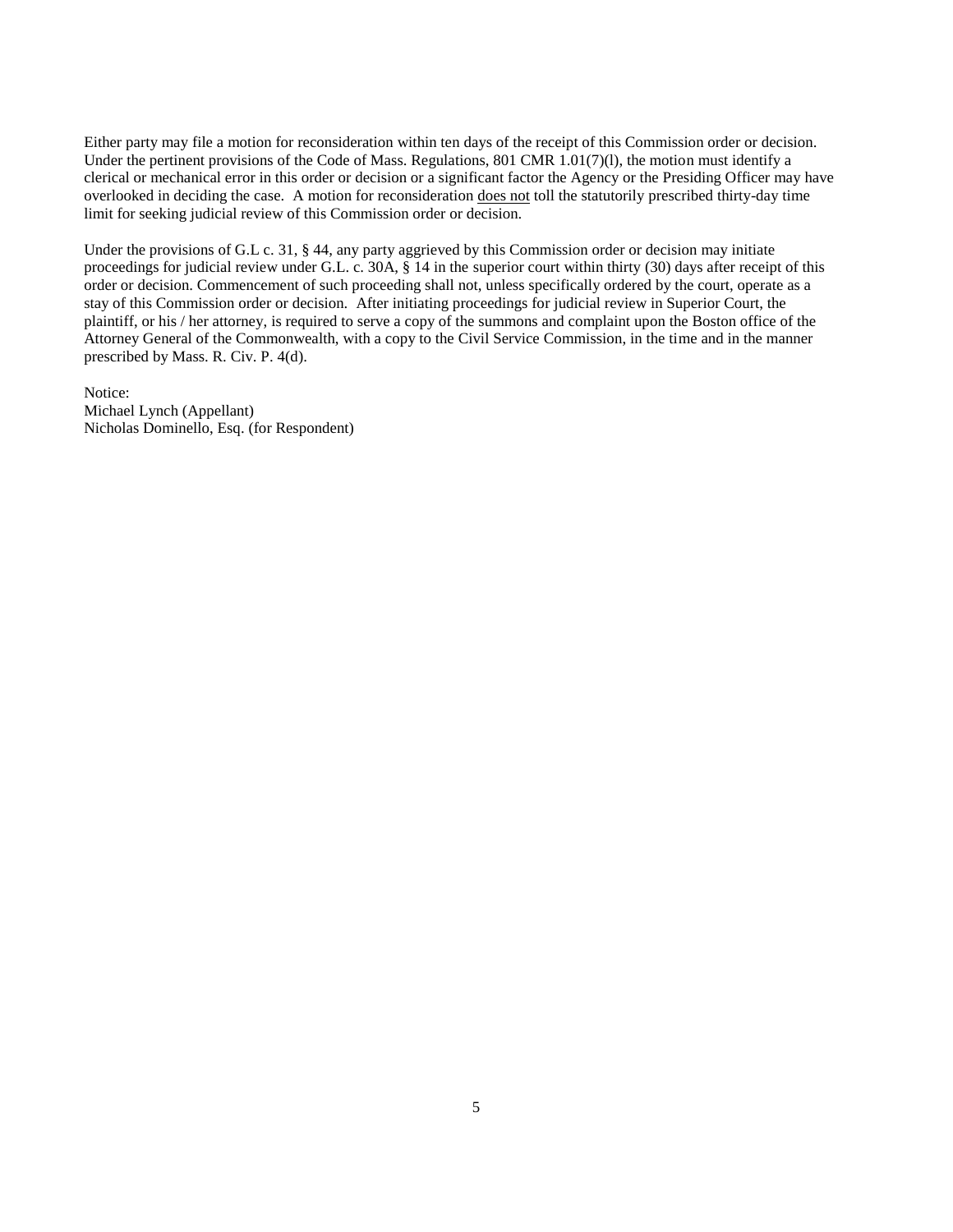Either party may file a motion for reconsideration within ten days of the receipt of this Commission order or decision. Under the pertinent provisions of the Code of Mass. Regulations, 801 CMR 1.01(7)(l), the motion must identify a clerical or mechanical error in this order or decision or a significant factor the Agency or the Presiding Officer may have overlooked in deciding the case. A motion for reconsideration does not toll the statutorily prescribed thirty-day time limit for seeking judicial review of this Commission order or decision.

Under the provisions of G.L c. 31, § 44, any party aggrieved by this Commission order or decision may initiate proceedings for judicial review under G.L. c. 30A, § 14 in the superior court within thirty (30) days after receipt of this order or decision. Commencement of such proceeding shall not, unless specifically ordered by the court, operate as a stay of this Commission order or decision. After initiating proceedings for judicial review in Superior Court, the plaintiff, or his / her attorney, is required to serve a copy of the summons and complaint upon the Boston office of the Attorney General of the Commonwealth, with a copy to the Civil Service Commission, in the time and in the manner prescribed by Mass. R. Civ. P. 4(d).

Notice:
Michael Lynch (Appellant)
Nicholas Dominello, Esq. (for Respondent)